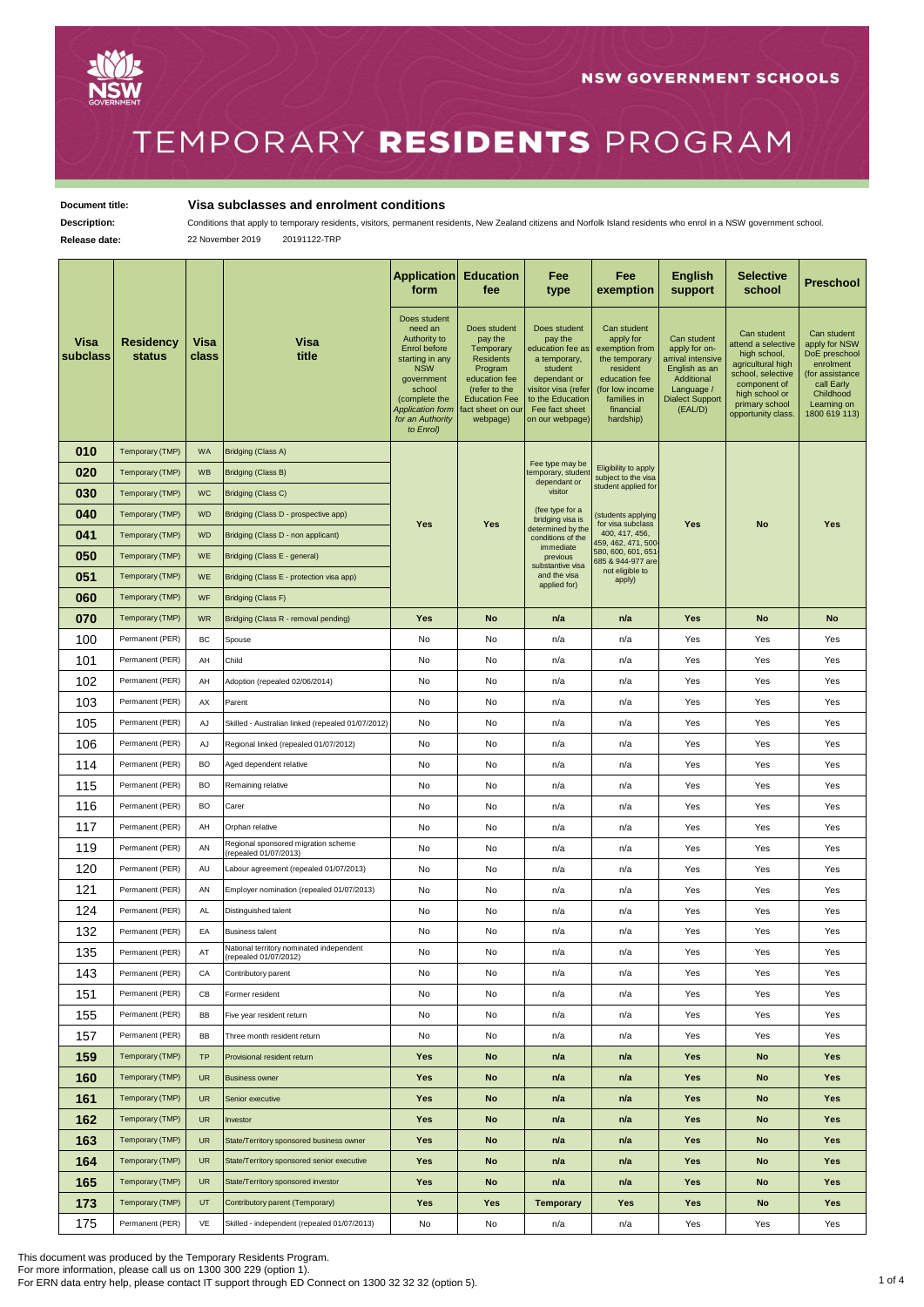NSW GOVERNMENT SCHOOLS

# TEMPORARY RESIDENTS PROGRAM

**Document title:** **Visa subclasses and enrolment conditions**

**Description:** Conditions that apply to temporary residents, visitors, permanent residents, New Zealand citizens and Norfolk Island residents who enrol in a NSW government school.

**Release date:** 22 November 2019 20191122-TRP

| Visa subclass | Residency status | Visa class | Visa title | Application form | Education fee | Fee type | Fee exemption | English support | Selective school | Preschool |
|---|---|---|---|---|---|---|---|---|---|---|
| | | | | Does student need an Authority to Enrol before starting in any NSW government school (complete the *Application form for an Authority to Enrol*) | Does student pay the Temporary Residents Program education fee (refer to the Education Fee fact sheet on our webpage) | Does student pay the education fee as a temporary, student dependant or visitor visa (refer to the Education Fee fact sheet on our webpage) | Can student apply for exemption from the temporary resident education fee (for low income families in financial hardship) | Can student apply for on-arrival intensive English as an Additional Language / Dialect Support (EAL/D) | Can student attend a selective high school, agricultural high school, selective component of high school or primary school opportunity class. | Can student apply for NSW DoE preschool enrolment (for assistance call Early Childhood Learning on 1800 619 113) |
| **010** | Temporary (TMP) | WA | Bridging (Class A) | **Yes** | **Yes** | Fee type may be temporary, student dependant or visitor (fee type for a bridging visa is determined by the conditions of the immediate previous substantive visa and the visa applied for) | Eligibility to apply subject to the visa student applied for (students applying for visa subclass 400, 417, 456, 459, 462, 471, 500-580, 600, 601, 651-685 & 944-977 are not eligible to apply) | **Yes** | **No** | **Yes** |
| **020** | Temporary (TMP) | WB | Bridging (Class B) | | | | | | | |
| **030** | Temporary (TMP) | WC | Bridging (Class C) | | | | | | | |
| **040** | Temporary (TMP) | WD | Bridging (Class D - prospective app) | | | | | | | |
| **041** | Temporary (TMP) | WD | Bridging (Class D - non applicant) | | | | | | | |
| **050** | Temporary (TMP) | WE | Bridging (Class E - general) | | | | | | | |
| **051** | Temporary (TMP) | WE | Bridging (Class E - protection visa app) | | | | | | | |
| **060** | Temporary (TMP) | WF | Bridging (Class F) | | | | | | | |
| **070** | Temporary (TMP) | WR | Bridging (Class R - removal pending) | **Yes** | **No** | **n/a** | **n/a** | **Yes** | **No** | **No** |
| 100 | Permanent (PER) | BC | Spouse | No | No | n/a | n/a | Yes | Yes | Yes |
| 101 | Permanent (PER) | AH | Child | No | No | n/a | n/a | Yes | Yes | Yes |
| 102 | Permanent (PER) | AH | Adoption (repealed 02/06/2014) | No | No | n/a | n/a | Yes | Yes | Yes |
| 103 | Permanent (PER) | AX | Parent | No | No | n/a | n/a | Yes | Yes | Yes |
| 105 | Permanent (PER) | AJ | Skilled - Australian linked (repealed 01/07/2012) | No | No | n/a | n/a | Yes | Yes | Yes |
| 106 | Permanent (PER) | AJ | Regional linked (repealed 01/07/2012) | No | No | n/a | n/a | Yes | Yes | Yes |
| 114 | Permanent (PER) | BO | Aged dependent relative | No | No | n/a | n/a | Yes | Yes | Yes |
| 115 | Permanent (PER) | BO | Remaining relative | No | No | n/a | n/a | Yes | Yes | Yes |
| 116 | Permanent (PER) | BO | Carer | No | No | n/a | n/a | Yes | Yes | Yes |
| 117 | Permanent (PER) | AH | Orphan relative | No | No | n/a | n/a | Yes | Yes | Yes |
| 119 | Permanent (PER) | AN | Regional sponsored migration scheme (repealed 01/07/2013) | No | No | n/a | n/a | Yes | Yes | Yes |
| 120 | Permanent (PER) | AU | Labour agreement (repealed 01/07/2013) | No | No | n/a | n/a | Yes | Yes | Yes |
| 121 | Permanent (PER) | AN | Employer nomination (repealed 01/07/2013) | No | No | n/a | n/a | Yes | Yes | Yes |
| 124 | Permanent (PER) | AL | Distinguished talent | No | No | n/a | n/a | Yes | Yes | Yes |
| 132 | Permanent (PER) | EA | Business talent | No | No | n/a | n/a | Yes | Yes | Yes |
| 135 | Permanent (PER) | AT | National territory nominated independent (repealed 01/07/2012) | No | No | n/a | n/a | Yes | Yes | Yes |
| 143 | Permanent (PER) | CA | Contributory parent | No | No | n/a | n/a | Yes | Yes | Yes |
| 151 | Permanent (PER) | CB | Former resident | No | No | n/a | n/a | Yes | Yes | Yes |
| 155 | Permanent (PER) | BB | Five year resident return | No | No | n/a | n/a | Yes | Yes | Yes |
| 157 | Permanent (PER) | BB | Three month resident return | No | No | n/a | n/a | Yes | Yes | Yes |
| **159** | Temporary (TMP) | TP | Provisional resident return | **Yes** | **No** | **n/a** | **n/a** | **Yes** | **No** | **Yes** |
| **160** | Temporary (TMP) | UR | Business owner | **Yes** | **No** | **n/a** | **n/a** | **Yes** | **No** | **Yes** |
| **161** | Temporary (TMP) | UR | Senior executive | **Yes** | **No** | **n/a** | **n/a** | **Yes** | **No** | **Yes** |
| **162** | Temporary (TMP) | UR | Investor | **Yes** | **No** | **n/a** | **n/a** | **Yes** | **No** | **Yes** |
| **163** | Temporary (TMP) | UR | State/Territory sponsored business owner | **Yes** | **No** | **n/a** | **n/a** | **Yes** | **No** | **Yes** |
| **164** | Temporary (TMP) | UR | State/Territory sponsored senior executive | **Yes** | **No** | **n/a** | **n/a** | **Yes** | **No** | **Yes** |
| **165** | Temporary (TMP) | UR | State/Territory sponsored investor | **Yes** | **No** | **n/a** | **n/a** | **Yes** | **No** | **Yes** |
| **173** | Temporary (TMP) | UT | Contributory parent (Temporary) | **Yes** | **Yes** | **Temporary** | **Yes** | **Yes** | **No** | **Yes** |
| 175 | Permanent (PER) | VE | Skilled - independent (repealed 01/07/2013) | No | No | n/a | n/a | Yes | Yes | Yes |

This document was produced by the Temporary Residents Program.
For more information, please call us on 1300 300 229 (option 1).
For ERN data entry help, please contact IT support through ED Connect on 1300 32 32 32 (option 5).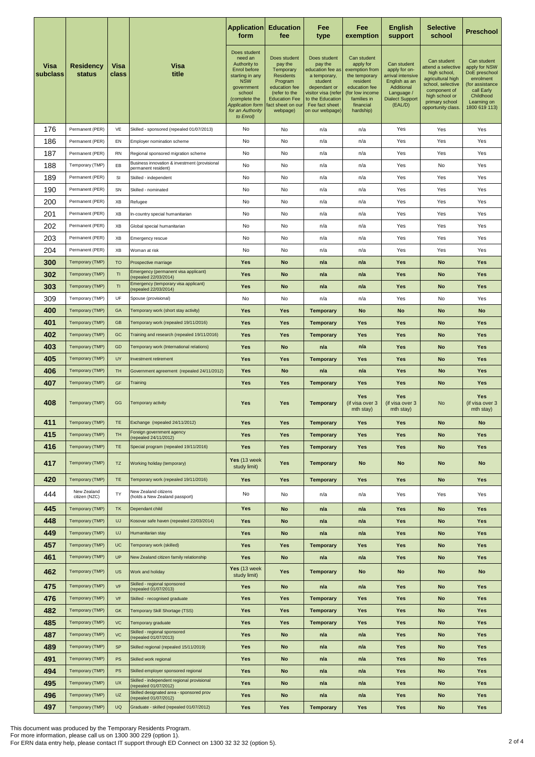| Visa subclass | Residency status | Visa class | Visa title | Application form | Education fee | Fee type | Fee exemption | English support | Selective school | Preschool |
|---|---|---|---|---|---|---|---|---|---|---|
| | | | | Does student need an Authority to Enrol before starting in any NSW government school (complete the *Application form for an Authority to Enrol*) | Does student pay the Temporary Residents Program education fee (refer to the Education Fee fact sheet on our webpage) | Does student pay the education fee as a temporary, student dependant or visitor visa (refer to the Education Fee fact sheet on our webpage) | Can student apply for exemption from the temporary resident education fee (for low income families in financial hardship) | Can student apply for on-arrival intensive English as an Additional Language / Dialect Support (EAL/D) | Can student attend a selective high school, agricultural high school, selective component of high school or primary school opportunity class. | Can student apply for NSW DoE preschool enrolment (for assistance call Early Childhood Learning on 1800 619 113) |
| 176 | Permanent (PER) | VE | Skilled - sponsored (repealed 01/07/2013) | No | No | n/a | n/a | Yes | Yes | Yes |
| 186 | Permanent (PER) | EN | Employer nomination scheme | No | No | n/a | n/a | Yes | Yes | Yes |
| 187 | Permanent (PER) | RN | Regional sponsored migration scheme | No | No | n/a | n/a | Yes | Yes | Yes |
| 188 | Temporary (TMP) | EB | Business innovation & investment (provisional permanent resident) | No | No | n/a | n/a | Yes | No | Yes |
| 189 | Permanent (PER) | SI | Skilled - independent | No | No | n/a | n/a | Yes | Yes | Yes |
| 190 | Permanent (PER) | SN | Skilled - nominated | No | No | n/a | n/a | Yes | Yes | Yes |
| 200 | Permanent (PER) | XB | Refugee | No | No | n/a | n/a | Yes | Yes | Yes |
| 201 | Permanent (PER) | XB | In-country special humanitarian | No | No | n/a | n/a | Yes | Yes | Yes |
| 202 | Permanent (PER) | XB | Global special humanitarian | No | No | n/a | n/a | Yes | Yes | Yes |
| 203 | Permanent (PER) | XB | Emergency rescue | No | No | n/a | n/a | Yes | Yes | Yes |
| 204 | Permanent (PER) | XB | Woman at risk | No | No | n/a | n/a | Yes | Yes | Yes |
| 300 | Temporary (TMP) | TO | Prospective marriage | **Yes** | **No** | **n/a** | **n/a** | **Yes** | **No** | **Yes** |
| 302 | Temporary (TMP) | TI | Emergency (permanent visa applicant) (repealed 22/03/2014) | **Yes** | **No** | **n/a** | **n/a** | **Yes** | **No** | **Yes** |
| 303 | Temporary (TMP) | TI | Emergency (temporary visa applicant) (repealed 22/03/2014) | **Yes** | **No** | **n/a** | **n/a** | **Yes** | **No** | **Yes** |
| 309 | Temporary (TMP) | UF | Spouse (provisional) | No | No | n/a | n/a | Yes | No | Yes |
| 400 | Temporary (TMP) | GA | Temporary work (short stay activity) | **Yes** | **Yes** | **Temporary** | **No** | **No** | **No** | **No** |
| 401 | Temporary (TMP) | GB | Temporary work (repealed 19/11/2016) | **Yes** | **Yes** | **Temporary** | **Yes** | **Yes** | **No** | **Yes** |
| 402 | Temporary (TMP) | GC | Training and research (repealed 19/11/2016) | **Yes** | **Yes** | **Temporary** | **Yes** | **Yes** | **No** | **Yes** |
| 403 | Temporary (TMP) | GD | Temporary work (International relations) | **Yes** | **No** | **n/a** | **n/a** | **Yes** | **No** | **Yes** |
| 405 | Temporary (TMP) | UY | Investment retirement | **Yes** | **Yes** | **Temporary** | **Yes** | **Yes** | **No** | **Yes** |
| 406 | Temporary (TMP) | TH | Government agreement (repealed 24/11/2012) | **Yes** | **No** | **n/a** | **n/a** | **Yes** | **No** | **Yes** |
| 407 | Temporary (TMP) | GF | Training | **Yes** | **Yes** | **Temporary** | **Yes** | **Yes** | **No** | **Yes** |
| 408 | Temporary (TMP) | GG | Temporary activity | **Yes** | **Yes** | **Temporary** | **Yes** (if visa over 3 mth stay) | **Yes** (if visa over 3 mth stay) | No | **Yes** (if visa over 3 mth stay) |
| 411 | Temporary (TMP) | TE | Exchange (repealed 24/11/2012) | **Yes** | **Yes** | **Temporary** | **Yes** | **Yes** | **No** | **No** |
| 415 | Temporary (TMP) | TH | Foreign government agency (repealed 24/11/2012) | **Yes** | **Yes** | **Temporary** | **Yes** | **Yes** | **No** | **Yes** |
| 416 | Temporary (TMP) | TE | Special program (repealed 19/11/2016) | **Yes** | **Yes** | **Temporary** | **Yes** | **Yes** | **No** | **Yes** |
| 417 | Temporary (TMP) | TZ | Working holiday (temporary) | **Yes** (13 week study limit) | **Yes** | **Temporary** | **No** | **No** | **No** | **No** |
| 420 | Temporary (TMP) | TE | Temporary work (repealed 19/11/2016) | **Yes** | **Yes** | **Temporary** | **Yes** | **Yes** | **No** | **Yes** |
| 444 | New Zealand citizen (NZC) | TY | New Zealand citizens (holds a New Zealand passport) | No | No | n/a | n/a | Yes | Yes | Yes |
| 445 | Temporary (TMP) | TK | Dependant child | **Yes** | **No** | **n/a** | **n/a** | **Yes** | **No** | **Yes** |
| 448 | Temporary (TMP) | UJ | Kosovar safe haven (repealed 22/03/2014) | **Yes** | **No** | **n/a** | **n/a** | **Yes** | **No** | **Yes** |
| 449 | Temporary (TMP) | UJ | Humanitarian stay | **Yes** | **No** | **n/a** | **n/a** | **Yes** | **No** | **Yes** |
| 457 | Temporary (TMP) | UC | Temporary work (skilled) | **Yes** | **Yes** | **Temporary** | **Yes** | **Yes** | **No** | **Yes** |
| 461 | Temporary (TMP) | UP | New Zealand citizen family relationship | **Yes** | **No** | **n/a** | **n/a** | **Yes** | **No** | **Yes** |
| 462 | Temporary (TMP) | US | Work and holiday | **Yes** (13 week study limit) | **Yes** | **Temporary** | **No** | **No** | **No** | **No** |
| 475 | Temporary (TMP) | VF | Skilled - regional sponsored (repealed 01/07/2013) | **Yes** | **No** | **n/a** | **n/a** | **Yes** | **No** | **Yes** |
| 476 | Temporary (TMP) | VF | Skilled - recognised graduate | **Yes** | **Yes** | **Temporary** | **Yes** | **Yes** | **No** | **Yes** |
| 482 | Temporary (TMP) | GK | Temporary Skill Shortage (TSS) | **Yes** | **Yes** | **Temporary** | **Yes** | **Yes** | **No** | **Yes** |
| 485 | Temporary (TMP) | VC | Temporary graduate | **Yes** | **Yes** | **Temporary** | **Yes** | **Yes** | **No** | **Yes** |
| 487 | Temporary (TMP) | VC | Skilled - regional sponsored (repealed 01/07/2013) | **Yes** | **No** | **n/a** | **n/a** | **Yes** | **No** | **Yes** |
| 489 | Temporary (TMP) | SP | Skilled regional (repealed 15/11/2019) | **Yes** | **No** | **n/a** | **n/a** | **Yes** | **No** | **Yes** |
| 491 | Temporary (TMP) | PS | Skilled work regional | **Yes** | **No** | **n/a** | **n/a** | **Yes** | **No** | **Yes** |
| 494 | Temporary (TMP) | PS | Skilled employer sponsored regional | **Yes** | **No** | **n/a** | **n/a** | **Yes** | **No** | **Yes** |
| 495 | Temporary (TMP) | UX | Skilled - independent regional provisional (repealed 01/07/2012) | **Yes** | **No** | **n/a** | **n/a** | **Yes** | **No** | **Yes** |
| 496 | Temporary (TMP) | UZ | Skilled designated area - sponsored prov (repealed 01/07/2012) | **Yes** | **No** | **n/a** | **n/a** | **Yes** | **No** | **Yes** |
| 497 | Temporary (TMP) | UQ | Graduate - skilled (repealed 01/07/2012) | **Yes** | **Yes** | **Temporary** | **Yes** | **Yes** | **No** | **Yes** |

This document was produced by the Temporary Residents Program.
For more information, please call us on 1300 300 229 (option 1).
For ERN data entry help, please contact IT support through ED Connect on 1300 32 32 32 (option 5).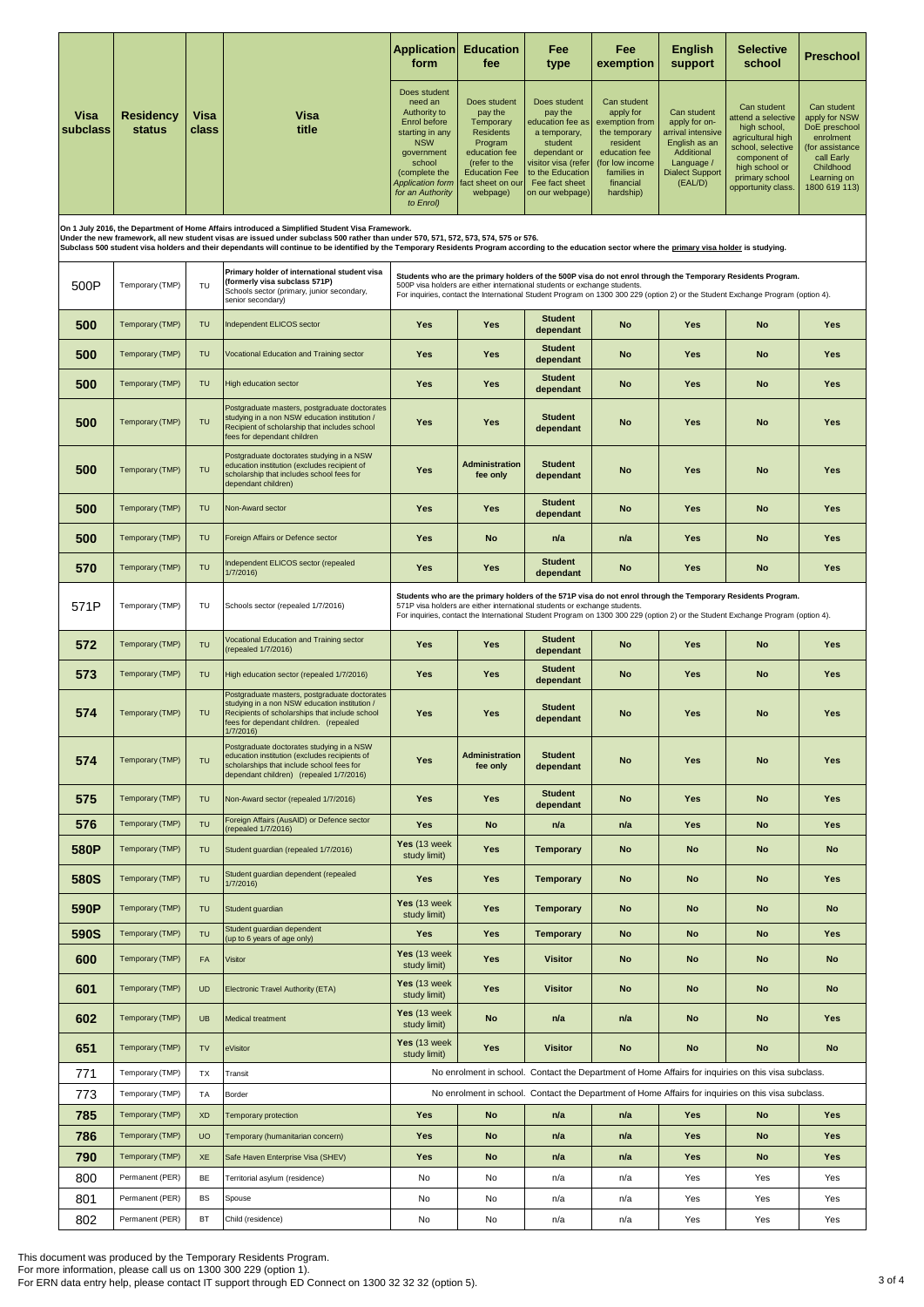| Visa subclass | Residency status | Visa class | Visa title | Application form | Education fee | Fee type | Fee exemption | English support | Selective school | Preschool |
|---|---|---|---|---|---|---|---|---|---|---|
| | | | | Does student need an Authority to Enrol before starting in any NSW government school (complete the *Application form for an Authority to Enrol*) | Does student pay the Temporary Residents Program education fee (refer to the Education Fee fact sheet on our webpage) | Does student pay the education fee as a temporary, student dependant or visitor visa (refer to the Education Fee fact sheet on our webpage) | Can student apply for exemption from the temporary resident education fee (for low income families in financial hardship) | Can student apply for on-arrival intensive English as an Additional Language / Dialect Support (EAL/D) | Can student attend a selective high school, agricultural high school, selective component of high school or primary school opportunity class. | Can student apply for NSW DoE preschool enrolment (for assistance call Early Childhood Learning on 1800 619 113) |
| On 1 July 2016, the Department of Home Affairs introduced a Simplified Student Visa Framework. Under the new framework, all new student visas are issued under subclass 500 rather than under 570, 571, 572, 573, 574, 575 or 576. Subclass 500 student visa holders and their dependants will continue to be identified by the Temporary Residents Program according to the education sector where the primary visa holder is studying. | | | | | | | | | | |
| 500P | Temporary (TMP) | TU | Primary holder of international student visa (formerly visa subclass 571P) Schools sector (primary, junior secondary, senior secondary) | Students who are the primary holders of the 500P visa do not enrol through the Temporary Residents Program. 500P visa holders are either international students or exchange students. For inquiries, contact the International Student Program on 1300 300 229 (option 2) or the Student Exchange Program (option 4). | | | | | | |
| **500** | Temporary (TMP) | TU | Independent ELICOS sector | **Yes** | **Yes** | **Student dependant** | **No** | **Yes** | **No** | **Yes** |
| **500** | Temporary (TMP) | TU | Vocational Education and Training sector | **Yes** | **Yes** | **Student dependant** | **No** | **Yes** | **No** | **Yes** |
| **500** | Temporary (TMP) | TU | High education sector | **Yes** | **Yes** | **Student dependant** | **No** | **Yes** | **No** | **Yes** |
| **500** | Temporary (TMP) | TU | Postgraduate masters, postgraduate doctorates studying in a non NSW education institution / Recipient of scholarship that includes school fees for dependant children | **Yes** | **Yes** | **Student dependant** | **No** | **Yes** | **No** | **Yes** |
| **500** | Temporary (TMP) | TU | Postgraduate doctorates studying in a NSW education institution (excludes recipient of scholarship that includes school fees for dependant children) | **Yes** | **Administration fee only** | **Student dependant** | **No** | **Yes** | **No** | **Yes** |
| **500** | Temporary (TMP) | TU | Non-Award sector | **Yes** | **Yes** | **Student dependant** | **No** | **Yes** | **No** | **Yes** |
| **500** | Temporary (TMP) | TU | Foreign Affairs or Defence sector | **Yes** | **No** | **n/a** | **n/a** | **Yes** | **No** | **Yes** |
| **570** | Temporary (TMP) | TU | Independent ELICOS sector (repealed 1/7/2016) | **Yes** | **Yes** | **Student dependant** | **No** | **Yes** | **No** | **Yes** |
| 571P | Temporary (TMP) | TU | Schools sector (repealed 1/7/2016) | Students who are the primary holders of the 571P visa do not enrol through the Temporary Residents Program. 571P visa holders are either international students or exchange students. For inquiries, contact the International Student Program on 1300 300 229 (option 2) or the Student Exchange Program (option 4). | | | | | | |
| **572** | Temporary (TMP) | TU | Vocational Education and Training sector (repealed 1/7/2016) | **Yes** | **Yes** | **Student dependant** | **No** | **Yes** | **No** | **Yes** |
| **573** | Temporary (TMP) | TU | High education sector (repealed 1/7/2016) | **Yes** | **Yes** | **Student dependant** | **No** | **Yes** | **No** | **Yes** |
| **574** | Temporary (TMP) | TU | Postgraduate masters, postgraduate doctorates studying in a non NSW education institution / Recipients of scholarships that include school fees for dependant children. (repealed 1/7/2016) | **Yes** | **Yes** | **Student dependant** | **No** | **Yes** | **No** | **Yes** |
| **574** | Temporary (TMP) | TU | Postgraduate doctorates studying in a NSW education institution (excludes recipients of scholarships that include school fees for dependant children) (repealed 1/7/2016) | **Yes** | **Administration fee only** | **Student dependant** | **No** | **Yes** | **No** | **Yes** |
| **575** | Temporary (TMP) | TU | Non-Award sector (repealed 1/7/2016) | **Yes** | **Yes** | **Student dependant** | **No** | **Yes** | **No** | **Yes** |
| **576** | Temporary (TMP) | TU | Foreign Affairs (AusAID) or Defence sector (repealed 1/7/2016) | **Yes** | **No** | **n/a** | **n/a** | **Yes** | **No** | **Yes** |
| **580P** | Temporary (TMP) | TU | Student guardian (repealed 1/7/2016) | **Yes** (13 week study limit) | **Yes** | **Temporary** | **No** | **No** | **No** | **No** |
| **580S** | Temporary (TMP) | TU | Student guardian dependent (repealed 1/7/2016) | **Yes** | **Yes** | **Temporary** | **No** | **No** | **No** | **Yes** |
| **590P** | Temporary (TMP) | TU | Student guardian | **Yes** (13 week study limit) | **Yes** | **Temporary** | **No** | **No** | **No** | **No** |
| **590S** | Temporary (TMP) | TU | Student guardian dependent (up to 6 years of age only) | **Yes** | **Yes** | **Temporary** | **No** | **No** | **No** | **Yes** |
| **600** | Temporary (TMP) | FA | Visitor | **Yes** (13 week study limit) | **Yes** | **Visitor** | **No** | **No** | **No** | **No** |
| **601** | Temporary (TMP) | UD | Electronic Travel Authority (ETA) | **Yes** (13 week study limit) | **Yes** | **Visitor** | **No** | **No** | **No** | **No** |
| **602** | Temporary (TMP) | UB | Medical treatment | **Yes** (13 week study limit) | **No** | **n/a** | **n/a** | **No** | **No** | **Yes** |
| **651** | Temporary (TMP) | TV | eVisitor | **Yes** (13 week study limit) | **Yes** | **Visitor** | **No** | **No** | **No** | **No** |
| 771 | Temporary (TMP) | TX | Transit | No enrolment in school. Contact the Department of Home Affairs for inquiries on this visa subclass. | | | | | | |
| 773 | Temporary (TMP) | TA | Border | No enrolment in school. Contact the Department of Home Affairs for inquiries on this visa subclass. | | | | | | |
| **785** | Temporary (TMP) | XD | Temporary protection | **Yes** | **No** | **n/a** | **n/a** | **Yes** | **No** | **Yes** |
| **786** | Temporary (TMP) | UO | Temporary (humanitarian concern) | **Yes** | **No** | **n/a** | **n/a** | **Yes** | **No** | **Yes** |
| **790** | Temporary (TMP) | XE | Safe Haven Enterprise Visa (SHEV) | **Yes** | **No** | **n/a** | **n/a** | **Yes** | **No** | **Yes** |
| 800 | Permanent (PER) | BE | Territorial asylum (residence) | No | No | n/a | n/a | Yes | Yes | Yes |
| 801 | Permanent (PER) | BS | Spouse | No | No | n/a | n/a | Yes | Yes | Yes |
| 802 | Permanent (PER) | BT | Child (residence) | No | No | n/a | n/a | Yes | Yes | Yes |

This document was produced by the Temporary Residents Program.
For more information, please call us on 1300 300 229 (option 1).
For ERN data entry help, please contact IT support through ED Connect on 1300 32 32 32 (option 5).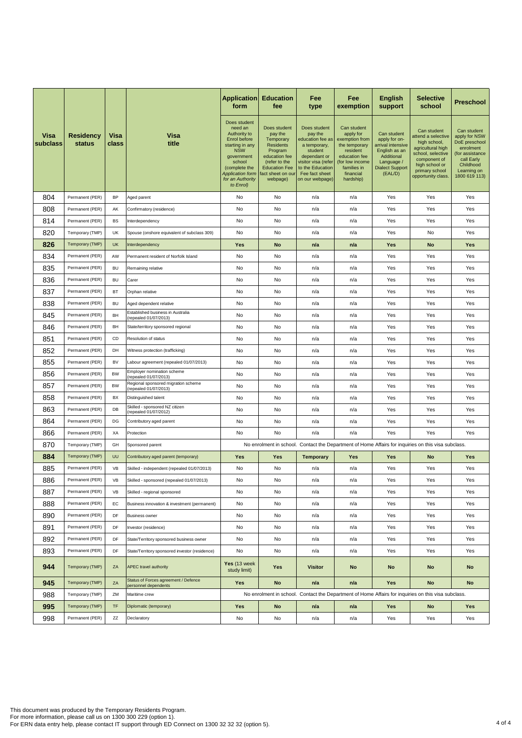| Visa subclass | Residency status | Visa class | Visa title | Application form | Education fee | Fee type | Fee exemption | English support | Selective school | Preschool |
|---|---|---|---|---|---|---|---|---|---|---|
| | | | | Does student need an Authority to Enrol before starting in any NSW government school (complete the *Application form for an Authority to Enrol)* | Does student pay the Temporary Residents Program education fee (refer to the Education Fee fact sheet on our webpage) | Does student pay the education fee as a temporary, student dependant or visitor visa (refer to the Education Fee fact sheet on our webpage) | Can student apply for exemption from the temporary resident education fee (for low income families in financial hardship) | Can student apply for on-arrival intensive English as an Additional Language / Dialect Support (EAL/D) | Can student attend a selective high school, agricultural high school, selective component of high school or primary school opportunity class. | Can student apply for NSW DoE preschool enrolment (for assistance call Early Childhood Learning on 1800 619 113) |
| 804 | Permanent (PER) | BP | Aged parent | No | No | n/a | n/a | Yes | Yes | Yes |
| 808 | Permanent (PER) | AK | Confirmatory (residence) | No | No | n/a | n/a | Yes | Yes | Yes |
| 814 | Permanent (PER) | BS | Interdependency | No | No | n/a | n/a | Yes | Yes | Yes |
| 820 | Temporary (TMP) | UK | Spouse (onshore equivalent of subclass 309) | No | No | n/a | n/a | Yes | No | Yes |
| **826** | Temporary (TMP) | UK | Interdependency | **Yes** | **No** | **n/a** | **n/a** | **Yes** | **No** | **Yes** |
| 834 | Permanent (PER) | AW | Permanent resident of Norfolk Island | No | No | n/a | n/a | Yes | Yes | Yes |
| 835 | Permanent (PER) | BU | Remaining relative | No | No | n/a | n/a | Yes | Yes | Yes |
| 836 | Permanent (PER) | BU | Carer | No | No | n/a | n/a | Yes | Yes | Yes |
| 837 | Permanent (PER) | BT | Orphan relative | No | No | n/a | n/a | Yes | Yes | Yes |
| 838 | Permanent (PER) | BU | Aged dependent relative | No | No | n/a | n/a | Yes | Yes | Yes |
| 845 | Permanent (PER) | BH | Established business in Australia (repealed 01/07/2013) | No | No | n/a | n/a | Yes | Yes | Yes |
| 846 | Permanent (PER) | BH | State/territory sponsored regional | No | No | n/a | n/a | Yes | Yes | Yes |
| 851 | Permanent (PER) | CD | Resolution of status | No | No | n/a | n/a | Yes | Yes | Yes |
| 852 | Permanent (PER) | DH | Witness protection (trafficking) | No | No | n/a | n/a | Yes | Yes | Yes |
| 855 | Permanent (PER) | BV | Labour agreement (repealed 01/07/2013) | No | No | n/a | n/a | Yes | Yes | Yes |
| 856 | Permanent (PER) | BW | Employer nomination scheme (repealed 01/07/2013) | No | No | n/a | n/a | Yes | Yes | Yes |
| 857 | Permanent (PER) | BW | Regional sponsored migration scheme (repealed 01/07/2013) | No | No | n/a | n/a | Yes | Yes | Yes |
| 858 | Permanent (PER) | BX | Distinguished talent | No | No | n/a | n/a | Yes | Yes | Yes |
| 863 | Permanent (PER) | DB | Skilled - sponsored NZ citizen (repealed 01/07/2012) | No | No | n/a | n/a | Yes | Yes | Yes |
| 864 | Permanent (PER) | DG | Contributory aged parent | No | No | n/a | n/a | Yes | Yes | Yes |
| 866 | Permanent (PER) | XA | Protection | No | No | n/a | n/a | Yes | Yes | Yes |
| 870 | Temporary (TMP) | GH | Sponsored parent | No enrolment in school. Contact the Department of Home Affairs for inquiries on this visa subclass. | | | | | | |
| **884** | Temporary (TMP) | UU | Contributory aged parent (temporary) | **Yes** | **Yes** | **Temporary** | **Yes** | **Yes** | **No** | **Yes** |
| 885 | Permanent (PER) | VB | Skilled - independent (repealed 01/07/2013) | No | No | n/a | n/a | Yes | Yes | Yes |
| 886 | Permanent (PER) | VB | Skilled - sponsored (repealed 01/07/2013) | No | No | n/a | n/a | Yes | Yes | Yes |
| 887 | Permanent (PER) | VB | Skilled - regional sponsored | No | No | n/a | n/a | Yes | Yes | Yes |
| 888 | Permanent (PER) | EC | Business innovation & investment (permanent) | No | No | n/a | n/a | Yes | Yes | Yes |
| 890 | Permanent (PER) | DF | Business owner | No | No | n/a | n/a | Yes | Yes | Yes |
| 891 | Permanent (PER) | DF | Investor (residence) | No | No | n/a | n/a | Yes | Yes | Yes |
| 892 | Permanent (PER) | DF | State/Territory sponsored business owner | No | No | n/a | n/a | Yes | Yes | Yes |
| 893 | Permanent (PER) | DF | State/Territory sponsored investor (residence) | No | No | n/a | n/a | Yes | Yes | Yes |
| **944** | Temporary (TMP) | ZA | APEC travel authority | **Yes** (13 week study limit) | **Yes** | **Visitor** | **No** | **No** | **No** | **No** |
| **945** | Temporary (TMP) | ZA | Status of Forces agreement / Defence personnel dependents | **Yes** | **No** | **n/a** | **n/a** | **Yes** | **No** | **No** |
| 988 | Temporary (TMP) | ZM | Maritime crew | No enrolment in school. Contact the Department of Home Affairs for inquiries on this visa subclass. | | | | | | |
| **995** | Temporary (TMP) | TF | Diplomatic (temporary) | **Yes** | **No** | **n/a** | **n/a** | **Yes** | **No** | **Yes** |
| 998 | Permanent (PER) | ZZ | Declaratory | No | No | n/a | n/a | Yes | Yes | Yes |

This document was produced by the Temporary Residents Program.
For more information, please call us on 1300 300 229 (option 1).
For ERN data entry help, please contact IT support through ED Connect on 1300 32 32 32 (option 5).